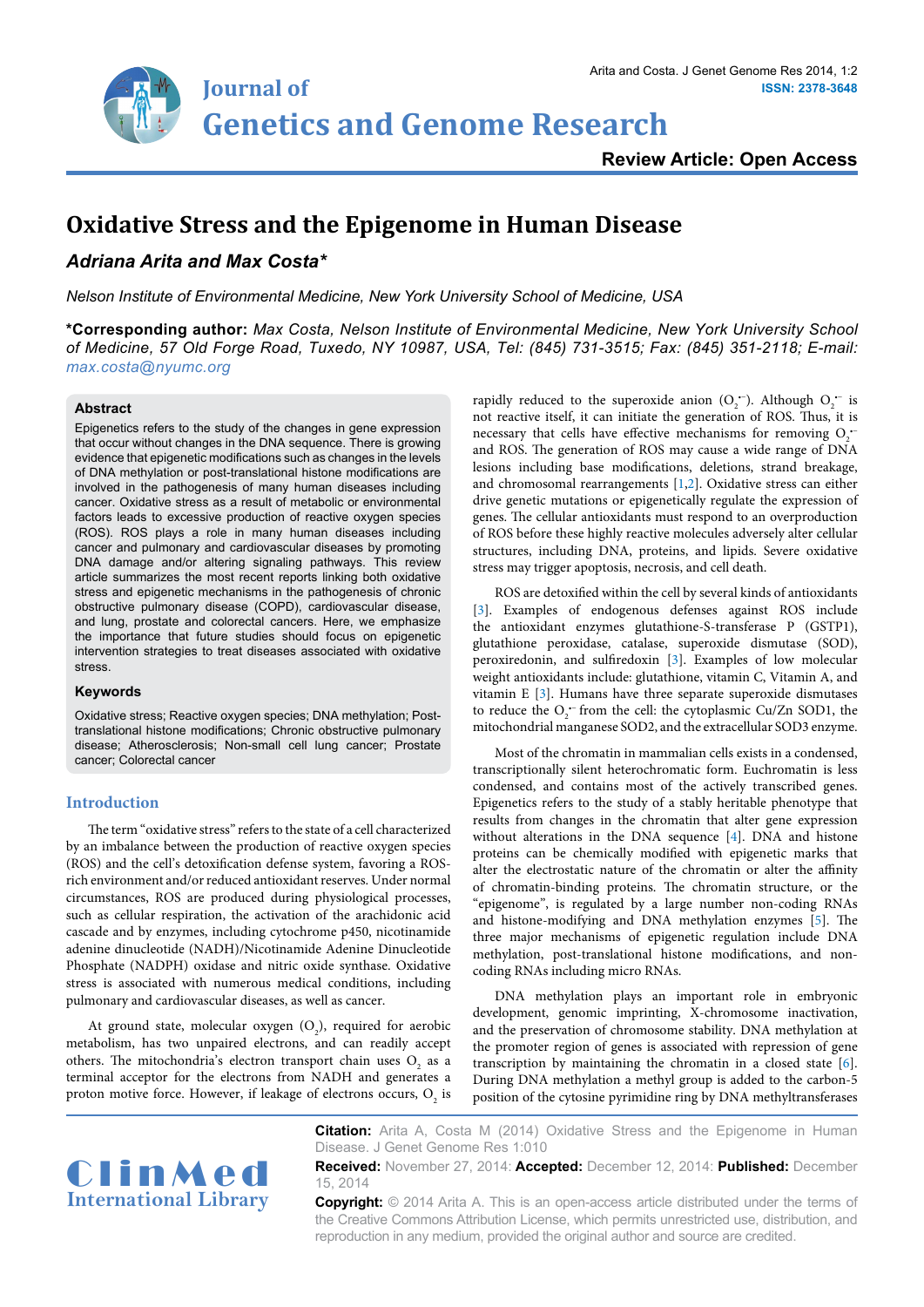# Oxidative Stress and the Epigenome in Human Disease

***Adriana Arita and Max Costa****

*Nelson Institute of Environmental Medicine, New York University School of Medicine, USA*

**\*Corresponding author:** *Max Costa, Nelson Institute of Environmental Medicine, New York University School of Medicine, 57 Old Forge Road, Tuxedo, NY 10987, USA, Tel: (845) 731-3515; Fax: (845) 351-2118; E-mail: max.costa@nyumc.org*

**Citation:** Arita A, Costa M (2014) Oxidative Stress and the Epigenome in Human Disease. J Genet Genome Res 1:010

**Received:** November 27, 2014: **Accepted:** December 12, 2014: **Published:** December 15, 2014

**Copyright:** © 2014 Arita A. This is an open-access article distributed under the terms of the Creative Commons Attribution License, which permits unrestricted use, distribution, and reproduction in any medium, provided the original author and source are credited.

## Abstract

Epigenetics refers to the study of the changes in gene expression that occur without changes in the DNA sequence. There is growing evidence that epigenetic modifications such as changes in the levels of DNA methylation or post-translational histone modifications are involved in the pathogenesis of many human diseases including cancer. Oxidative stress as a result of metabolic or environmental factors leads to excessive production of reactive oxygen species (ROS). ROS plays a role in many human diseases including cancer and pulmonary and cardiovascular diseases by promoting DNA damage and/or altering signaling pathways. This review article summarizes the most recent reports linking both oxidative stress and epigenetic mechanisms in the pathogenesis of chronic obstructive pulmonary disease (COPD), cardiovascular disease, and lung, prostate and colorectal cancers. Here, we emphasize the importance that future studies should focus on epigenetic intervention strategies to treat diseases associated with oxidative stress.

### Keywords

Oxidative stress; Reactive oxygen species; DNA methylation; Post-translational histone modifications; Chronic obstructive pulmonary disease; Atherosclerosis; Non-small cell lung cancer; Prostate cancer; Colorectal cancer

## Introduction

The term "oxidative stress" refers to the state of a cell characterized by an imbalance between the production of reactive oxygen species (ROS) and the cell's detoxification defense system, favoring a ROS-rich environment and/or reduced antioxidant reserves. Under normal circumstances, ROS are produced during physiological processes, such as cellular respiration, the activation of the arachidonic acid cascade and by enzymes, including cytochrome p450, nicotinamide adenine dinucleotide (NADH)/Nicotinamide Adenine Dinucleotide Phosphate (NADPH) oxidase and nitric oxide synthase. Oxidative stress is associated with numerous medical conditions, including pulmonary and cardiovascular diseases, as well as cancer.

At ground state, molecular oxygen ($O_2$), required for aerobic metabolism, has two unpaired electrons, and can readily accept others. The mitochondria's electron transport chain uses $O_2$ as a terminal acceptor for the electrons from NADH and generates a proton motive force. However, if leakage of electrons occurs, $O_2$ is rapidly reduced to the superoxide anion ($O_2^{\bullet-}$). Although $O_2^{\bullet-}$ is not reactive itself, it can initiate the generation of ROS. Thus, it is necessary that cells have effective mechanisms for removing $O_2^{\bullet-}$ and ROS. The generation of ROS may cause a wide range of DNA lesions including base modifications, deletions, strand breakage, and chromosomal rearrangements [1,2]. Oxidative stress can either drive genetic mutations or epigenetically regulate the expression of genes. The cellular antioxidants must respond to an overproduction of ROS before these highly reactive molecules adversely alter cellular structures, including DNA, proteins, and lipids. Severe oxidative stress may trigger apoptosis, necrosis, and cell death.

ROS are detoxified within the cell by several kinds of antioxidants [3]. Examples of endogenous defenses against ROS include the antioxidant enzymes glutathione-S-transferase P (GSTP1), glutathione peroxidase, catalase, superoxide dismutase (SOD), peroxiredonin, and sulfiredoxin [3]. Examples of low molecular weight antioxidants include: glutathione, vitamin C, Vitamin A, and vitamin E [3]. Humans have three separate superoxide dismutases to reduce the $O_2^{\bullet-}$ from the cell: the cytoplasmic Cu/Zn SOD1, the mitochondrial manganese SOD2, and the extracellular SOD3 enzyme.

Most of the chromatin in mammalian cells exists in a condensed, transcriptionally silent heterochromatic form. Euchromatin is less condensed, and contains most of the actively transcribed genes. Epigenetics refers to the study of a stably heritable phenotype that results from changes in the chromatin that alter gene expression without alterations in the DNA sequence [4]. DNA and histone proteins can be chemically modified with epigenetic marks that alter the electrostatic nature of the chromatin or alter the affinity of chromatin-binding proteins. The chromatin structure, or the "epigenome", is regulated by a large number non-coding RNAs and histone-modifying and DNA methylation enzymes [5]. The three major mechanisms of epigenetic regulation include DNA methylation, post-translational histone modifications, and non-coding RNAs including micro RNAs.

DNA methylation plays an important role in embryonic development, genomic imprinting, X-chromosome inactivation, and the preservation of chromosome stability. DNA methylation at the promoter region of genes is associated with repression of gene transcription by maintaining the chromatin in a closed state [6]. During DNA methylation a methyl group is added to the carbon-5 position of the cytosine pyrimidine ring by DNA methyltransferases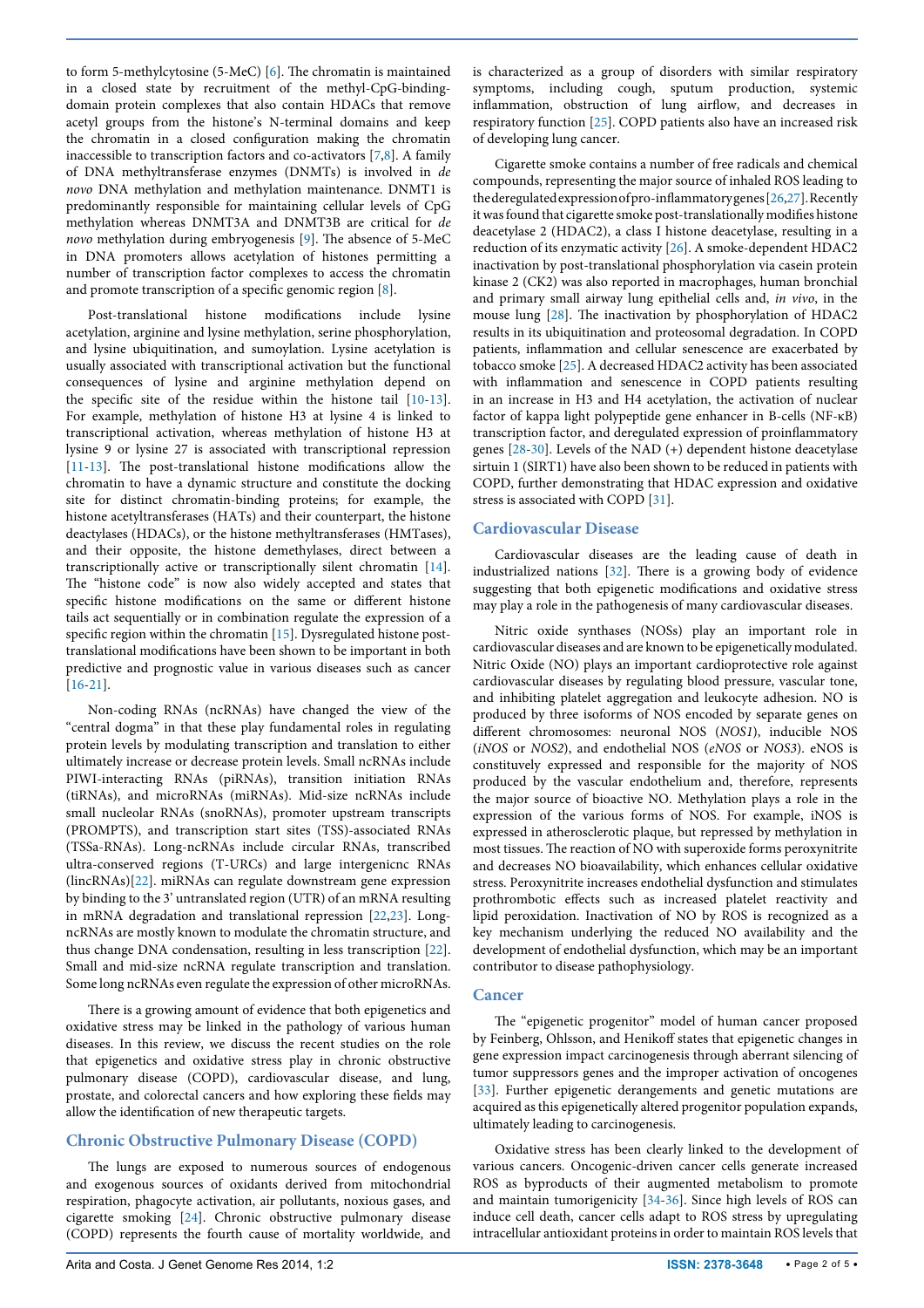to form 5-methylcytosine (5-MeC) [6]. The chromatin is maintained in a closed state by recruitment of the methyl-CpG-binding-domain protein complexes that also contain HDACs that remove acetyl groups from the histone's N-terminal domains and keep the chromatin in a closed configuration making the chromatin inaccessible to transcription factors and co-activators [7,8]. A family of DNA methyltransferase enzymes (DNMTs) is involved in *de novo* DNA methylation and methylation maintenance. DNMT1 is predominantly responsible for maintaining cellular levels of CpG methylation whereas DNMT3A and DNMT3B are critical for *de novo* methylation during embryogenesis [9]. The absence of 5-MeC in DNA promoters allows acetylation of histones permitting a number of transcription factor complexes to access the chromatin and promote transcription of a specific genomic region [8].

Post-translational histone modifications include lysine acetylation, arginine and lysine methylation, serine phosphorylation, and lysine ubiquitination, and sumoylation. Lysine acetylation is usually associated with transcriptional activation but the functional consequences of lysine and arginine methylation depend on the specific site of the residue within the histone tail [10-13]. For example, methylation of histone H3 at lysine 4 is linked to transcriptional activation, whereas methylation of histone H3 at lysine 9 or lysine 27 is associated with transcriptional repression [11-13]. The post-translational histone modifications allow the chromatin to have a dynamic structure and constitute the docking site for distinct chromatin-binding proteins; for example, the histone acetyltransferases (HATs) and their counterpart, the histone deactylases (HDACs), or the histone methyltransferases (HMTases), and their opposite, the histone demethylases, direct between a transcriptionally active or transcriptionally silent chromatin [14]. The "histone code" is now also widely accepted and states that specific histone modifications on the same or different histone tails act sequentially or in combination regulate the expression of a specific region within the chromatin [15]. Dysregulated histone post-translational modifications have been shown to be important in both predictive and prognostic value in various diseases such as cancer [16-21].

Non-coding RNAs (ncRNAs) have changed the view of the "central dogma" in that these play fundamental roles in regulating protein levels by modulating transcription and translation to either ultimately increase or decrease protein levels. Small ncRNAs include PIWI-interacting RNAs (piRNAs), transition initiation RNAs (tiRNAs), and microRNAs (miRNAs). Mid-size ncRNAs include small nucleolar RNAs (snoRNAs), promoter upstream transcripts (PROMPTS), and transcription start sites (TSS)-associated RNAs (TSSa-RNAs). Long-ncRNAs include circular RNAs, transcribed ultra-conserved regions (T-URCs) and large intergenicnc RNAs (lincRNAs)[22]. miRNAs can regulate downstream gene expression by binding to the 3' untranslated region (UTR) of an mRNA resulting in mRNA degradation and translational repression [22,23]. Long-ncRNAs are mostly known to modulate the chromatin structure, and thus change DNA condensation, resulting in less transcription [22]. Small and mid-size ncRNA regulate transcription and translation. Some long ncRNAs even regulate the expression of other microRNAs.

There is a growing amount of evidence that both epigenetics and oxidative stress may be linked in the pathology of various human diseases. In this review, we discuss the recent studies on the role that epigenetics and oxidative stress play in chronic obstructive pulmonary disease (COPD), cardiovascular disease, and lung, prostate, and colorectal cancers and how exploring these fields may allow the identification of new therapeutic targets.

## Chronic Obstructive Pulmonary Disease (COPD)

The lungs are exposed to numerous sources of endogenous and exogenous sources of oxidants derived from mitochondrial respiration, phagocyte activation, air pollutants, noxious gases, and cigarette smoking [24]. Chronic obstructive pulmonary disease (COPD) represents the fourth cause of mortality worldwide, and is characterized as a group of disorders with similar respiratory symptoms, including cough, sputum production, systemic inflammation, obstruction of lung airflow, and decreases in respiratory function [25]. COPD patients also have an increased risk of developing lung cancer.

Cigarette smoke contains a number of free radicals and chemical compounds, representing the major source of inhaled ROS leading to the deregulated expression of pro-inflammatory genes [26,27]. Recently it was found that cigarette smoke post-translationally modifies histone deacetylase 2 (HDAC2), a class I histone deacetylase, resulting in a reduction of its enzymatic activity [26]. A smoke-dependent HDAC2 inactivation by post-translational phosphorylation via casein protein kinase 2 (CK2) was also reported in macrophages, human bronchial and primary small airway lung epithelial cells and, *in vivo*, in the mouse lung [28]. The inactivation by phosphorylation of HDAC2 results in its ubiquitination and proteosomal degradation. In COPD patients, inflammation and cellular senescence are exacerbated by tobacco smoke [25]. A decreased HDAC2 activity has been associated with inflammation and senescence in COPD patients resulting in an increase in H3 and H4 acetylation, the activation of nuclear factor of kappa light polypeptide gene enhancer in B-cells (NF-κB) transcription factor, and deregulated expression of proinflammatory genes [28-30]. Levels of the NAD (+) dependent histone deacetylase sirtuin 1 (SIRT1) have also been shown to be reduced in patients with COPD, further demonstrating that HDAC expression and oxidative stress is associated with COPD [31].

## Cardiovascular Disease

Cardiovascular diseases are the leading cause of death in industrialized nations [32]. There is a growing body of evidence suggesting that both epigenetic modifications and oxidative stress may play a role in the pathogenesis of many cardiovascular diseases.

Nitric oxide synthases (NOSs) play an important role in cardiovascular diseases and are known to be epigenetically modulated. Nitric Oxide (NO) plays an important cardioprotective role against cardiovascular diseases by regulating blood pressure, vascular tone, and inhibiting platelet aggregation and leukocyte adhesion. NO is produced by three isoforms of NOS encoded by separate genes on different chromosomes: neuronal NOS (*NOS1*), inducible NOS (*iNOS* or *NOS2*), and endothelial NOS (*eNOS* or *NOS3*). eNOS is constitutively expressed and responsible for the majority of NOS produced by the vascular endothelium and, therefore, represents the major source of bioactive NO. Methylation plays a role in the expression of the various forms of NOS. For example, iNOS is expressed in atherosclerotic plaque, but repressed by methylation in most tissues. The reaction of NO with superoxide forms peroxynitrite and decreases NO bioavailability, which enhances cellular oxidative stress. Peroxynitrite increases endothelial dysfunction and stimulates prothrombotic effects such as increased platelet reactivity and lipid peroxidation. Inactivation of NO by ROS is recognized as a key mechanism underlying the reduced NO availability and the development of endothelial dysfunction, which may be an important contributor to disease pathophysiology.

## Cancer

The "epigenetic progenitor" model of human cancer proposed by Feinberg, Ohlsson, and Henikoff states that epigenetic changes in gene expression impact carcinogenesis through aberrant silencing of tumor suppressors genes and the improper activation of oncogenes [33]. Further epigenetic derangements and genetic mutations are acquired as this epigenetically altered progenitor population expands, ultimately leading to carcinogenesis.

Oxidative stress has been clearly linked to the development of various cancers. Oncogenic-driven cancer cells generate increased ROS as byproducts of their augmented metabolism to promote and maintain tumorigenicity [34-36]. Since high levels of ROS can induce cell death, cancer cells adapt to ROS stress by upregulating intracellular antioxidant proteins in order to maintain ROS levels that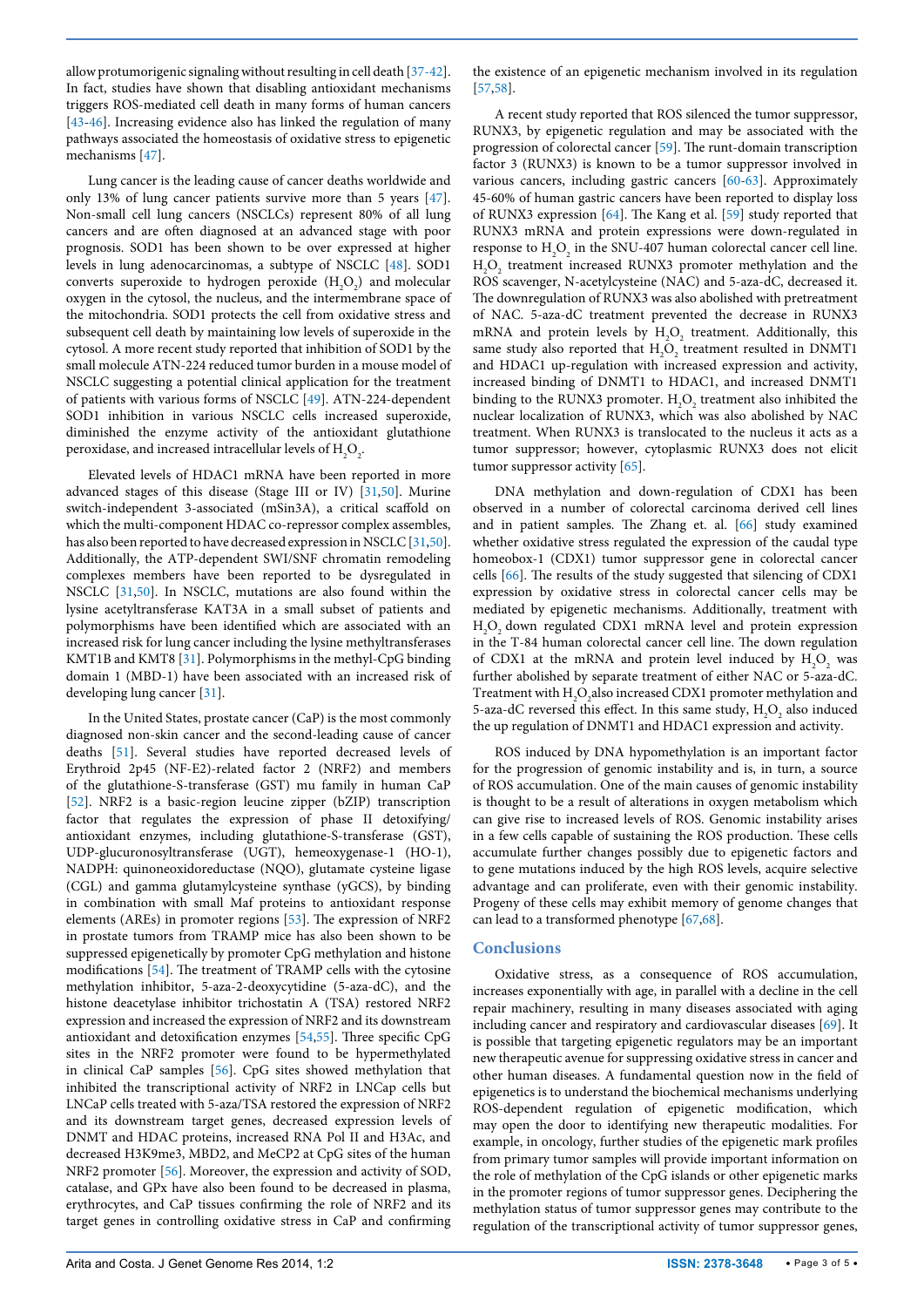allow protumorigenic signaling without resulting in cell death [37-42]. In fact, studies have shown that disabling antioxidant mechanisms triggers ROS-mediated cell death in many forms of human cancers [43-46]. Increasing evidence also has linked the regulation of many pathways associated the homeostasis of oxidative stress to epigenetic mechanisms [47].

Lung cancer is the leading cause of cancer deaths worldwide and only 13% of lung cancer patients survive more than 5 years [47]. Non-small cell lung cancers (NSCLCs) represent 80% of all lung cancers and are often diagnosed at an advanced stage with poor prognosis. SOD1 has been shown to be over expressed at higher levels in lung adenocarcinomas, a subtype of NSCLC [48]. SOD1 converts superoxide to hydrogen peroxide ($H_2O_2$) and molecular oxygen in the cytosol, the nucleus, and the intermembrane space of the mitochondria. SOD1 protects the cell from oxidative stress and subsequent cell death by maintaining low levels of superoxide in the cytosol. A more recent study reported that inhibition of SOD1 by the small molecule ATN-224 reduced tumor burden in a mouse model of NSCLC suggesting a potential clinical application for the treatment of patients with various forms of NSCLC [49]. ATN-224-dependent SOD1 inhibition in various NSCLC cells increased superoxide, diminished the enzyme activity of the antioxidant glutathione peroxidase, and increased intracellular levels of $H_2O_2$.

Elevated levels of HDAC1 mRNA have been reported in more advanced stages of this disease (Stage III or IV) [31,50]. Murine switch-independent 3-associated (mSin3A), a critical scaffold on which the multi-component HDAC co-repressor complex assembles, has also been reported to have decreased expression in NSCLC [31,50]. Additionally, the ATP-dependent SWI/SNF chromatin remodeling complexes members have been reported to be dysregulated in NSCLC [31,50]. In NSCLC, mutations are also found within the lysine acetyltransferase KAT3A in a small subset of patients and polymorphisms have been identified which are associated with an increased risk for lung cancer including the lysine methyltransferases KMT1B and KMT8 [31]. Polymorphisms in the methyl-CpG binding domain 1 (MBD-1) have been associated with an increased risk of developing lung cancer [31].

In the United States, prostate cancer (CaP) is the most commonly diagnosed non-skin cancer and the second-leading cause of cancer deaths [51]. Several studies have reported decreased levels of Erythroid 2p45 (NF-E2)-related factor 2 (NRF2) and members of the glutathione-S-transferase (GST) mu family in human CaP [52]. NRF2 is a basic-region leucine zipper (bZIP) transcription factor that regulates the expression of phase II detoxifying/antioxidant enzymes, including glutathione-S-transferase (GST), UDP-glucuronosyltransferase (UGT), hemeoxygenase-1 (HO-1), NADPH: quinoneoxidoreductase (NQO), glutamate cysteine ligase (CGL) and gamma glutamylcysteine synthase (γGCS), by binding in combination with small Maf proteins to antioxidant response elements (AREs) in promoter regions [53]. The expression of NRF2 in prostate tumors from TRAMP mice has also been shown to be suppressed epigenetically by promoter CpG methylation and histone modifications [54]. The treatment of TRAMP cells with the cytosine methylation inhibitor, 5-aza-2-deoxycytidine (5-aza-dC), and the histone deacetylase inhibitor trichostatin A (TSA) restored NRF2 expression and increased the expression of NRF2 and its downstream antioxidant and detoxification enzymes [54,55]. Three specific CpG sites in the NRF2 promoter were found to be hypermethylated in clinical CaP samples [56]. CpG sites showed methylation that inhibited the transcriptional activity of NRF2 in LNCap cells but LNCaP cells treated with 5-aza/TSA restored the expression of NRF2 and its downstream target genes, decreased expression levels of DNMT and HDAC proteins, increased RNA Pol II and H3Ac, and decreased H3K9me3, MBD2, and MeCP2 at CpG sites of the human NRF2 promoter [56]. Moreover, the expression and activity of SOD, catalase, and GPx have also been found to be decreased in plasma, erythrocytes, and CaP tissues confirming the role of NRF2 and its target genes in controlling oxidative stress in CaP and confirming the existence of an epigenetic mechanism involved in its regulation [57,58].

A recent study reported that ROS silenced the tumor suppressor, RUNX3, by epigenetic regulation and may be associated with the progression of colorectal cancer [59]. The runt-domain transcription factor 3 (RUNX3) is known to be a tumor suppressor involved in various cancers, including gastric cancers [60-63]. Approximately 45-60% of human gastric cancers have been reported to display loss of RUNX3 expression [64]. The Kang et al. [59] study reported that RUNX3 mRNA and protein expressions were down-regulated in response to $H_2O_2$ in the SNU-407 human colorectal cancer cell line. $H_2O_2$ treatment increased RUNX3 promoter methylation and the ROS scavenger, N-acetylcysteine (NAC) and 5-aza-dC, decreased it. The downregulation of RUNX3 was also abolished with pretreatment of NAC. 5-aza-dC treatment prevented the decrease in RUNX3 mRNA and protein levels by $H_2O_2$ treatment. Additionally, this same study also reported that $H_2O_2$ treatment resulted in DNMT1 and HDAC1 up-regulation with increased expression and activity, increased binding of DNMT1 to HDAC1, and increased DNMT1 binding to the RUNX3 promoter. $H_2O_2$ treatment also inhibited the nuclear localization of RUNX3, which was also abolished by NAC treatment. When RUNX3 is translocated to the nucleus it acts as a tumor suppressor; however, cytoplasmic RUNX3 does not elicit tumor suppressor activity [65].

DNA methylation and down-regulation of CDX1 has been observed in a number of colorectal carcinoma derived cell lines and in patient samples. The Zhang et. al. [66] study examined whether oxidative stress regulated the expression of the caudal type homeobox-1 (CDX1) tumor suppressor gene in colorectal cancer cells [66]. The results of the study suggested that silencing of CDX1 expression by oxidative stress in colorectal cancer cells may be mediated by epigenetic mechanisms. Additionally, treatment with $H_2O_2$ down regulated CDX1 mRNA level and protein expression in the T-84 human colorectal cancer cell line. The down regulation of CDX1 at the mRNA and protein level induced by $H_2O_2$ was further abolished by separate treatment of either NAC or 5-aza-dC. Treatment with $H_2O_2$also increased CDX1 promoter methylation and 5-aza-dC reversed this effect. In this same study, $H_2O_2$ also induced the up regulation of DNMT1 and HDAC1 expression and activity.

ROS induced by DNA hypomethylation is an important factor for the progression of genomic instability and is, in turn, a source of ROS accumulation. One of the main causes of genomic instability is thought to be a result of alterations in oxygen metabolism which can give rise to increased levels of ROS. Genomic instability arises in a few cells capable of sustaining the ROS production. These cells accumulate further changes possibly due to epigenetic factors and to gene mutations induced by the high ROS levels, acquire selective advantage and can proliferate, even with their genomic instability. Progeny of these cells may exhibit memory of genome changes that can lead to a transformed phenotype [67,68].

## Conclusions

Oxidative stress, as a consequence of ROS accumulation, increases exponentially with age, in parallel with a decline in the cell repair machinery, resulting in many diseases associated with aging including cancer and respiratory and cardiovascular diseases [69]. It is possible that targeting epigenetic regulators may be an important new therapeutic avenue for suppressing oxidative stress in cancer and other human diseases. A fundamental question now in the field of epigenetics is to understand the biochemical mechanisms underlying ROS-dependent regulation of epigenetic modification, which may open the door to identifying new therapeutic modalities. For example, in oncology, further studies of the epigenetic mark profiles from primary tumor samples will provide important information on the role of methylation of the CpG islands or other epigenetic marks in the promoter regions of tumor suppressor genes. Deciphering the methylation status of tumor suppressor genes may contribute to the regulation of the transcriptional activity of tumor suppressor genes,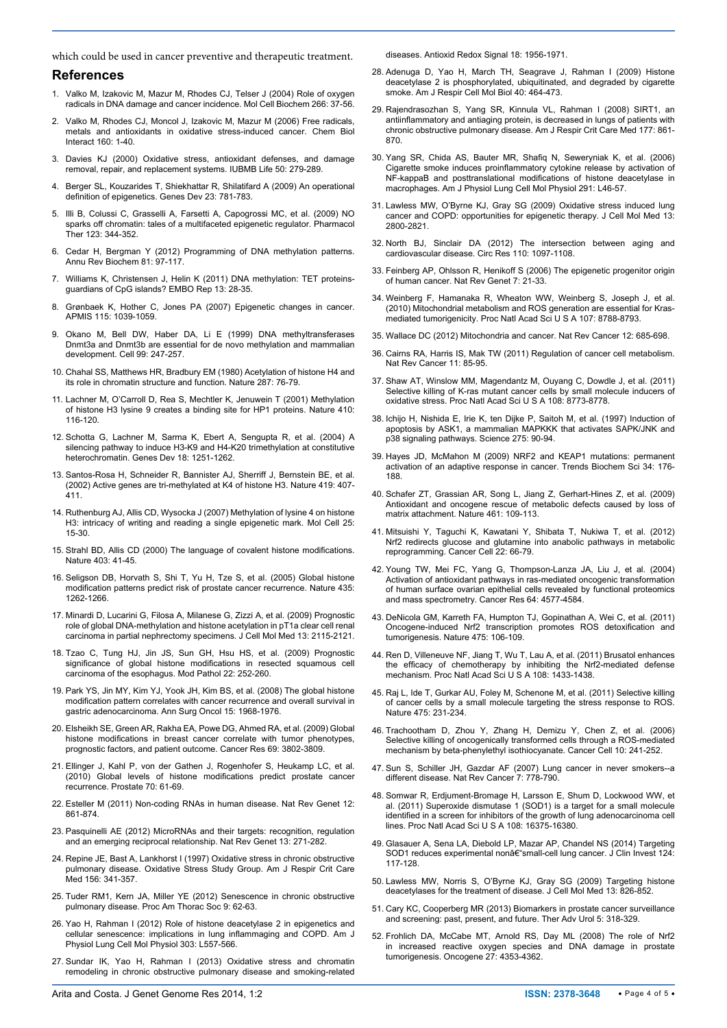which could be used in cancer preventive and therapeutic treatment.

## References

1. Valko M, Izakovic M, Mazur M, Rhodes CJ, Telser J (2004) Role of oxygen radicals in DNA damage and cancer incidence. Mol Cell Biochem 266: 37-56.
2. Valko M, Rhodes CJ, Moncol J, Izakovic M, Mazur M (2006) Free radicals, metals and antioxidants in oxidative stress-induced cancer. Chem Biol Interact 160: 1-40.
3. Davies KJ (2000) Oxidative stress, antioxidant defenses, and damage removal, repair, and replacement systems. IUBMB Life 50: 279-289.
4. Berger SL, Kouzarides T, Shiekhattar R, Shilatifard A (2009) An operational definition of epigenetics. Genes Dev 23: 781-783.
5. Illi B, Colussi C, Grasselli A, Farsetti A, Capogrossi MC, et al. (2009) NO sparks off chromatin: tales of a multifaceted epigenetic regulator. Pharmacol Ther 123: 344-352.
6. Cedar H, Bergman Y (2012) Programming of DNA methylation patterns. Annu Rev Biochem 81: 97-117.
7. Williams K, Christensen J, Helin K (2011) DNA methylation: TET proteins-guardians of CpG islands? EMBO Rep 13: 28-35.
8. Grønbaek K, Hother C, Jones PA (2007) Epigenetic changes in cancer. APMIS 115: 1039-1059.
9. Okano M, Bell DW, Haber DA, Li E (1999) DNA methyltransferases Dnmt3a and Dnmt3b are essential for de novo methylation and mammalian development. Cell 99: 247-257.
10. Chahal SS, Matthews HR, Bradbury EM (1980) Acetylation of histone H4 and its role in chromatin structure and function. Nature 287: 76-79.
11. Lachner M, O'Carroll D, Rea S, Mechtler K, Jenuwein T (2001) Methylation of histone H3 lysine 9 creates a binding site for HP1 proteins. Nature 410: 116-120.
12. Schotta G, Lachner M, Sarma K, Ebert A, Sengupta R, et al. (2004) A silencing pathway to induce H3-K9 and H4-K20 trimethylation at constitutive heterochromatin. Genes Dev 18: 1251-1262.
13. Santos-Rosa H, Schneider R, Bannister AJ, Sherriff J, Bernstein BE, et al. (2002) Active genes are tri-methylated at K4 of histone H3. Nature 419: 407-411.
14. Ruthenburg AJ, Allis CD, Wysocka J (2007) Methylation of lysine 4 on histone H3: intricacy of writing and reading a single epigenetic mark. Mol Cell 25: 15-30.
15. Strahl BD, Allis CD (2000) The language of covalent histone modifications. Nature 403: 41-45.
16. Seligson DB, Horvath S, Shi T, Yu H, Tze S, et al. (2005) Global histone modification patterns predict risk of prostate cancer recurrence. Nature 435: 1262-1266.
17. Minardi D, Lucarini G, Filosa A, Milanese G, Zizzi A, et al. (2009) Prognostic role of global DNA-methylation and histone acetylation in pT1a clear cell renal carcinoma in partial nephrectomy specimens. J Cell Mol Med 13: 2115-2121.
18. Tzao C, Tung HJ, Jin JS, Sun GH, Hsu HS, et al. (2009) Prognostic significance of global histone modifications in resected squamous cell carcinoma of the esophagus. Mod Pathol 22: 252-260.
19. Park YS, Jin MY, Kim YJ, Yook JH, Kim BS, et al. (2008) The global histone modification pattern correlates with cancer recurrence and overall survival in gastric adenocarcinoma. Ann Surg Oncol 15: 1968-1976.
20. Elsheikh SE, Green AR, Rakha EA, Powe DG, Ahmed RA, et al. (2009) Global histone modifications in breast cancer correlate with tumor phenotypes, prognostic factors, and patient outcome. Cancer Res 69: 3802-3809.
21. Ellinger J, Kahl P, von der Gathen J, Rogenhofer S, Heukamp LC, et al. (2010) Global levels of histone modifications predict prostate cancer recurrence. Prostate 70: 61-69.
22. Esteller M (2011) Non-coding RNAs in human disease. Nat Rev Genet 12: 861-874.
23. Pasquinelli AE (2012) MicroRNAs and their targets: recognition, regulation and an emerging reciprocal relationship. Nat Rev Genet 13: 271-282.
24. Repine JE, Bast A, Lankhorst I (1997) Oxidative stress in chronic obstructive pulmonary disease. Oxidative Stress Study Group. Am J Respir Crit Care Med 156: 341-357.
25. Tuder RM1, Kern JA, Miller YE (2012) Senescence in chronic obstructive pulmonary disease. Proc Am Thorac Soc 9: 62-63.
26. Yao H, Rahman I (2012) Role of histone deacetylase 2 in epigenetics and cellular senescence: implications in lung inflammaging and COPD. Am J Physiol Lung Cell Mol Physiol 303: L557-566.
27. Sundar IK, Yao H, Rahman I (2013) Oxidative stress and chromatin remodeling in chronic obstructive pulmonary disease and smoking-related diseases. Antioxid Redox Signal 18: 1956-1971.
28. Adenuga D, Yao H, March TH, Seagrave J, Rahman I (2009) Histone deacetylase 2 is phosphorylated, ubiquitinated, and degraded by cigarette smoke. Am J Respir Cell Mol Biol 40: 464-473.
29. Rajendrasozhan S, Yang SR, Kinnula VL, Rahman I (2008) SIRT1, an antiinflammatory and antiaging protein, is decreased in lungs of patients with chronic obstructive pulmonary disease. Am J Respir Crit Care Med 177: 861-870.
30. Yang SR, Chida AS, Bauter MR, Shafiq N, Seweryniak K, et al. (2006) Cigarette smoke induces proinflammatory cytokine release by activation of NF-kappaB and posttranslational modifications of histone deacetylase in macrophages. Am J Physiol Lung Cell Mol Physiol 291: L46-57.
31. Lawless MW, O'Byrne KJ, Gray SG (2009) Oxidative stress induced lung cancer and COPD: opportunities for epigenetic therapy. J Cell Mol Med 13: 2800-2821.
32. North BJ, Sinclair DA (2012) The intersection between aging and cardiovascular disease. Circ Res 110: 1097-1108.
33. Feinberg AP, Ohlsson R, Henikoff S (2006) The epigenetic progenitor origin of human cancer. Nat Rev Genet 7: 21-33.
34. Weinberg F, Hamanaka R, Wheaton WW, Weinberg S, Joseph J, et al. (2010) Mitochondrial metabolism and ROS generation are essential for Kras-mediated tumorigenicity. Proc Natl Acad Sci U S A 107: 8788-8793.
35. Wallace DC (2012) Mitochondria and cancer. Nat Rev Cancer 12: 685-698.
36. Cairns RA, Harris IS, Mak TW (2011) Regulation of cancer cell metabolism. Nat Rev Cancer 11: 85-95.
37. Shaw AT, Winslow MM, Magendantz M, Ouyang C, Dowdle J, et al. (2011) Selective killing of K-ras mutant cancer cells by small molecule inducers of oxidative stress. Proc Natl Acad Sci U S A 108: 8773-8778.
38. Ichijo H, Nishida E, Irie K, ten Dijke P, Saitoh M, et al. (1997) Induction of apoptosis by ASK1, a mammalian MAPKKK that activates SAPK/JNK and p38 signaling pathways. Science 275: 90-94.
39. Hayes JD, McMahon M (2009) NRF2 and KEAP1 mutations: permanent activation of an adaptive response in cancer. Trends Biochem Sci 34: 176-188.
40. Schafer ZT, Grassian AR, Song L, Jiang Z, Gerhart-Hines Z, et al. (2009) Antioxidant and oncogene rescue of metabolic defects caused by loss of matrix attachment. Nature 461: 109-113.
41. Mitsuishi Y, Taguchi K, Kawatani Y, Shibata T, Nukiwa T, et al. (2012) Nrf2 redirects glucose and glutamine into anabolic pathways in metabolic reprogramming. Cancer Cell 22: 66-79.
42. Young TW, Mei FC, Yang G, Thompson-Lanza JA, Liu J, et al. (2004) Activation of antioxidant pathways in ras-mediated oncogenic transformation of human surface ovarian epithelial cells revealed by functional proteomics and mass spectrometry. Cancer Res 64: 4577-4584.
43. DeNicola GM, Karreth FA, Humpton TJ, Gopinathan A, Wei C, et al. (2011) Oncogene-induced Nrf2 transcription promotes ROS detoxification and tumorigenesis. Nature 475: 106-109.
44. Ren D, Villeneuve NF, Jiang T, Wu T, Lau A, et al. (2011) Brusatol enhances the efficacy of chemotherapy by inhibiting the Nrf2-mediated defense mechanism. Proc Natl Acad Sci U S A 108: 1433-1438.
45. Raj L, Ide T, Gurkar AU, Foley M, Schenone M, et al. (2011) Selective killing of cancer cells by a small molecule targeting the stress response to ROS. Nature 475: 231-234.
46. Trachootham D, Zhou Y, Zhang H, Demizu Y, Chen Z, et al. (2006) Selective killing of oncogenically transformed cells through a ROS-mediated mechanism by beta-phenylethyl isothiocyanate. Cancer Cell 10: 241-252.
47. Sun S, Schiller JH, Gazdar AF (2007) Lung cancer in never smokers--a different disease. Nat Rev Cancer 7: 778-790.
48. Somwar R, Erdjument-Bromage H, Larsson E, Shum D, Lockwood WW, et al. (2011) Superoxide dismutase 1 (SOD1) is a target for a small molecule identified in a screen for inhibitors of the growth of lung adenocarcinoma cell lines. Proc Natl Acad Sci U S A 108: 16375-16380.
49. Glasauer A, Sena LA, Diebold LP, Mazar AP, Chandel NS (2014) Targeting SOD1 reduces experimental nonâ€"small-cell lung cancer. J Clin Invest 124: 117-128.
50. Lawless MW, Norris S, O'Byrne KJ, Gray SG (2009) Targeting histone deacetylases for the treatment of disease. J Cell Mol Med 13: 826-852.
51. Cary KC, Cooperberg MR (2013) Biomarkers in prostate cancer surveillance and screening: past, present, and future. Ther Adv Urol 5: 318-329.
52. Frohlich DA, McCabe MT, Arnold RS, Day ML (2008) The role of Nrf2 in increased reactive oxygen species and DNA damage in prostate tumorigenesis. Oncogene 27: 4353-4362.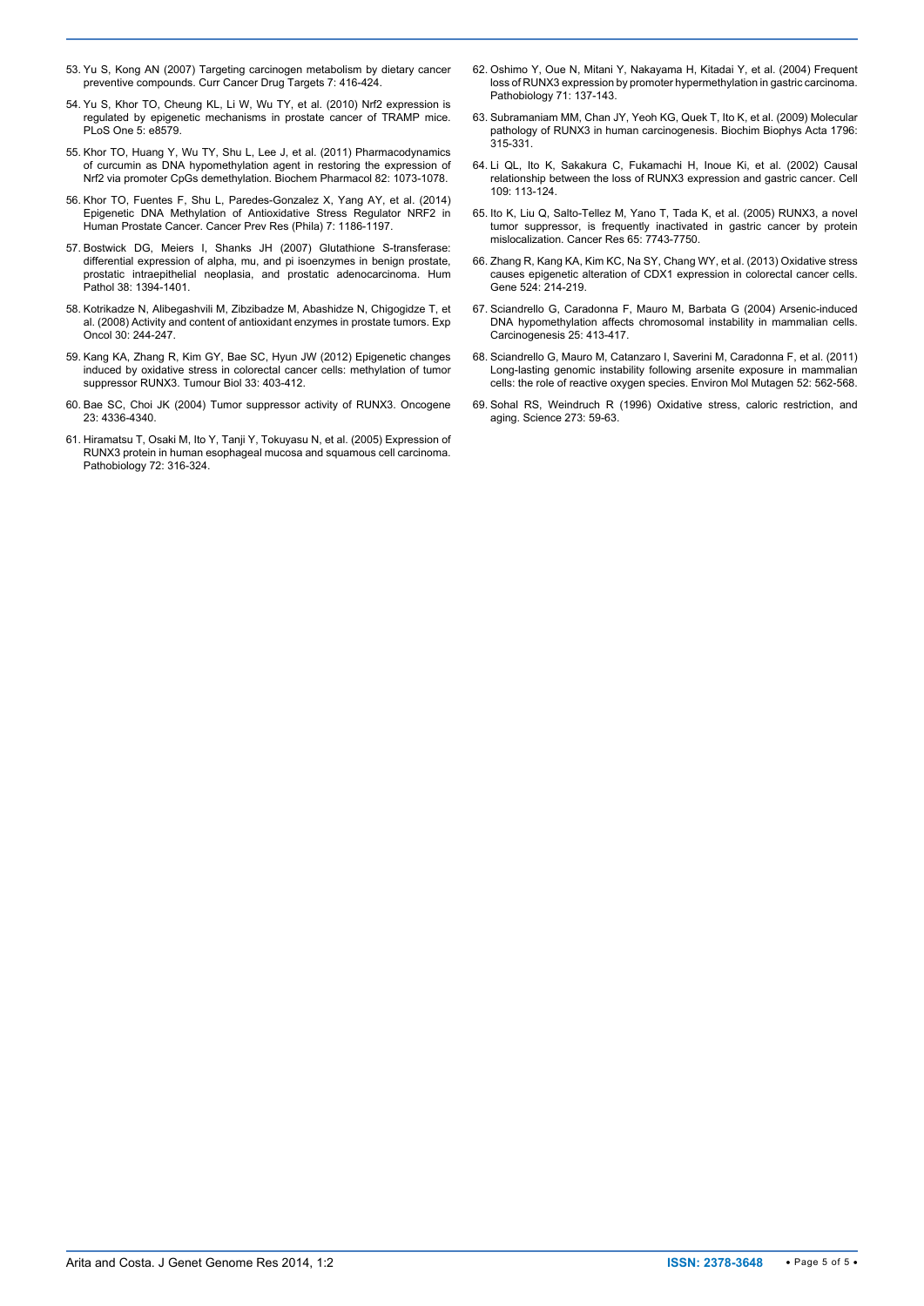53. Yu S, Kong AN (2007) Targeting carcinogen metabolism by dietary cancer preventive compounds. Curr Cancer Drug Targets 7: 416-424.

54. Yu S, Khor TO, Cheung KL, Li W, Wu TY, et al. (2010) Nrf2 expression is regulated by epigenetic mechanisms in prostate cancer of TRAMP mice. PLoS One 5: e8579.

55. Khor TO, Huang Y, Wu TY, Shu L, Lee J, et al. (2011) Pharmacodynamics of curcumin as DNA hypomethylation agent in restoring the expression of Nrf2 via promoter CpGs demethylation. Biochem Pharmacol 82: 1073-1078.

56. Khor TO, Fuentes F, Shu L, Paredes-Gonzalez X, Yang AY, et al. (2014) Epigenetic DNA Methylation of Antioxidative Stress Regulator NRF2 in Human Prostate Cancer. Cancer Prev Res (Phila) 7: 1186-1197.

57. Bostwick DG, Meiers I, Shanks JH (2007) Glutathione S-transferase: differential expression of alpha, mu, and pi isoenzymes in benign prostate, prostatic intraepithelial neoplasia, and prostatic adenocarcinoma. Hum Pathol 38: 1394-1401.

58. Kotrikadze N, Alibegashvili M, Zibzibadze M, Abashidze N, Chigogidze T, et al. (2008) Activity and content of antioxidant enzymes in prostate tumors. Exp Oncol 30: 244-247.

59. Kang KA, Zhang R, Kim GY, Bae SC, Hyun JW (2012) Epigenetic changes induced by oxidative stress in colorectal cancer cells: methylation of tumor suppressor RUNX3. Tumour Biol 33: 403-412.

60. Bae SC, Choi JK (2004) Tumor suppressor activity of RUNX3. Oncogene 23: 4336-4340.

61. Hiramatsu T, Osaki M, Ito Y, Tanji Y, Tokuyasu N, et al. (2005) Expression of RUNX3 protein in human esophageal mucosa and squamous cell carcinoma. Pathobiology 72: 316-324.

62. Oshimo Y, Oue N, Mitani Y, Nakayama H, Kitadai Y, et al. (2004) Frequent loss of RUNX3 expression by promoter hypermethylation in gastric carcinoma. Pathobiology 71: 137-143.

63. Subramaniam MM, Chan JY, Yeoh KG, Quek T, Ito K, et al. (2009) Molecular pathology of RUNX3 in human carcinogenesis. Biochim Biophys Acta 1796: 315-331.

64. Li QL, Ito K, Sakakura C, Fukamachi H, Inoue Ki, et al. (2002) Causal relationship between the loss of RUNX3 expression and gastric cancer. Cell 109: 113-124.

65. Ito K, Liu Q, Salto-Tellez M, Yano T, Tada K, et al. (2005) RUNX3, a novel tumor suppressor, is frequently inactivated in gastric cancer by protein mislocalization. Cancer Res 65: 7743-7750.

66. Zhang R, Kang KA, Kim KC, Na SY, Chang WY, et al. (2013) Oxidative stress causes epigenetic alteration of CDX1 expression in colorectal cancer cells. Gene 524: 214-219.

67. Sciandrello G, Caradonna F, Mauro M, Barbata G (2004) Arsenic-induced DNA hypomethylation affects chromosomal instability in mammalian cells. Carcinogenesis 25: 413-417.

68. Sciandrello G, Mauro M, Catanzaro I, Saverini M, Caradonna F, et al. (2011) Long-lasting genomic instability following arsenite exposure in mammalian cells: the role of reactive oxygen species. Environ Mol Mutagen 52: 562-568.

69. Sohal RS, Weindruch R (1996) Oxidative stress, caloric restriction, and aging. Science 273: 59-63.